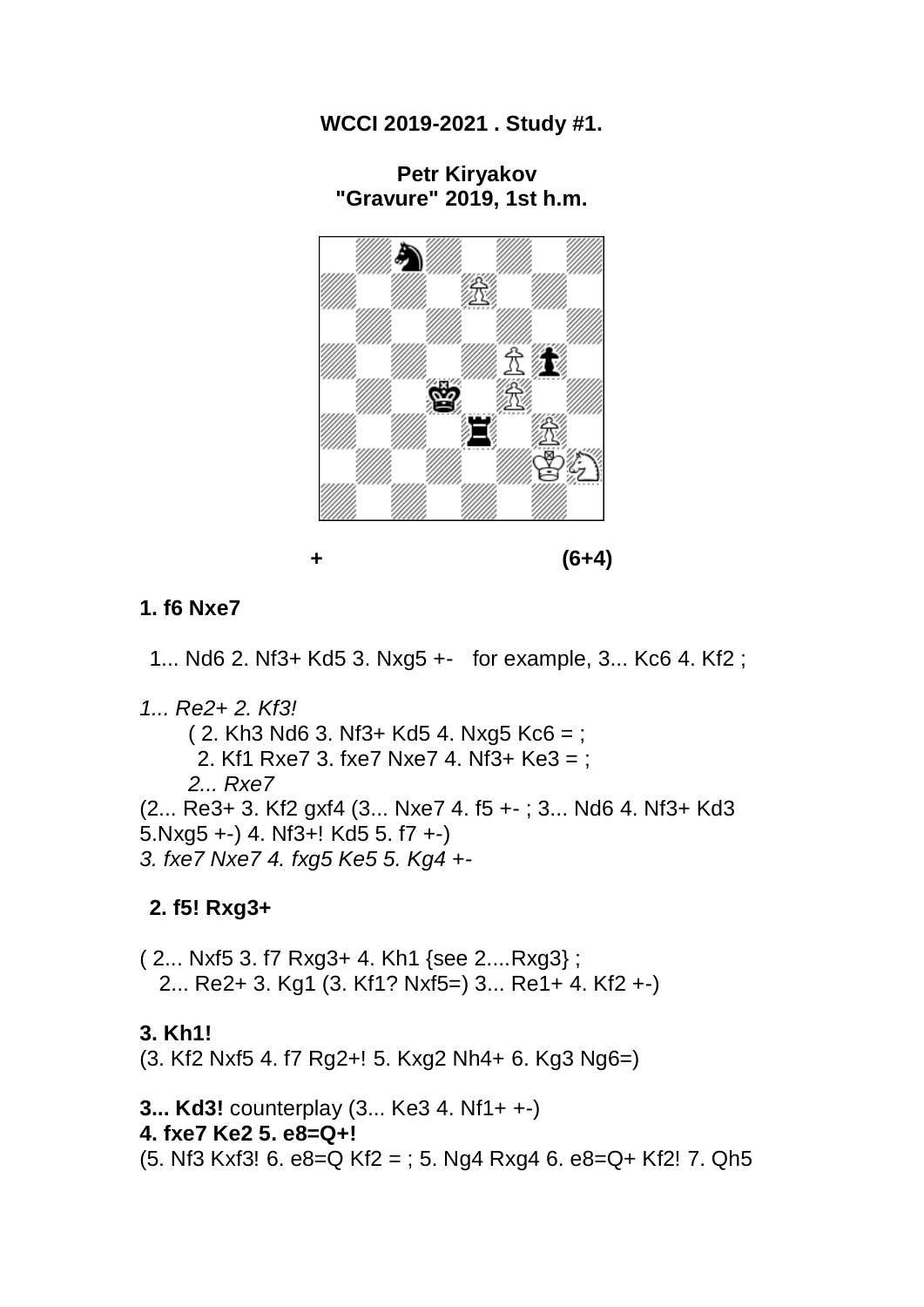**WCCI 2019-2021 . Study #1.**

**Petr Kiryakov**
**"Gravure" 2019, 1st h.m.**

**+ (6+4)**

**1. f6 Nxe7**

1... Nd6 2. Nf3+ Kd5 3. Nxg5 +- for example, 3... Kc6 4. Kf2 ;

*1... Re2+ 2. Kf3!*

( 2. Kh3 Nd6 3. Nf3+ Kd5 4. Nxg5 Kc6 = ;
2. Kf1 Rxe7 3. fxe7 Nxe7 4. Nf3+ Ke3 = ;
*2... Rxe7*

(2... Re3+ 3. Kf2 gxf4 (3... Nxe7 4. f5 +- ; 3... Nd6 4. Nf3+ Kd3 5.Nxg5 +-) 4. Nf3+! Kd5 5. f7 +-)
*3. fxe7 Nxe7 4. fxg5 Ke5 5. Kg4* +-

**2. f5! Rxg3+**

( 2... Nxf5 3. f7 Rxg3+ 4. Kh1 {see 2....Rxg3} ;
2... Re2+ 3. Kg1 (3. Kf1? Nxf5=) 3... Re1+ 4. Kf2 +-)

**3. Kh1!**
(3. Kf2 Nxf5 4. f7 Rg2+! 5. Kxg2 Nh4+ 6. Kg3 Ng6=)

**3... Kd3!** counterplay (3... Ke3 4. Nf1+ +-)
**4. fxe7 Ke2 5. e8=Q+!**
(5. Nf3 Kxf3! 6. e8=Q Kf2 = ; 5. Ng4 Rxg4 6. e8=Q+ Kf2! 7. Qh5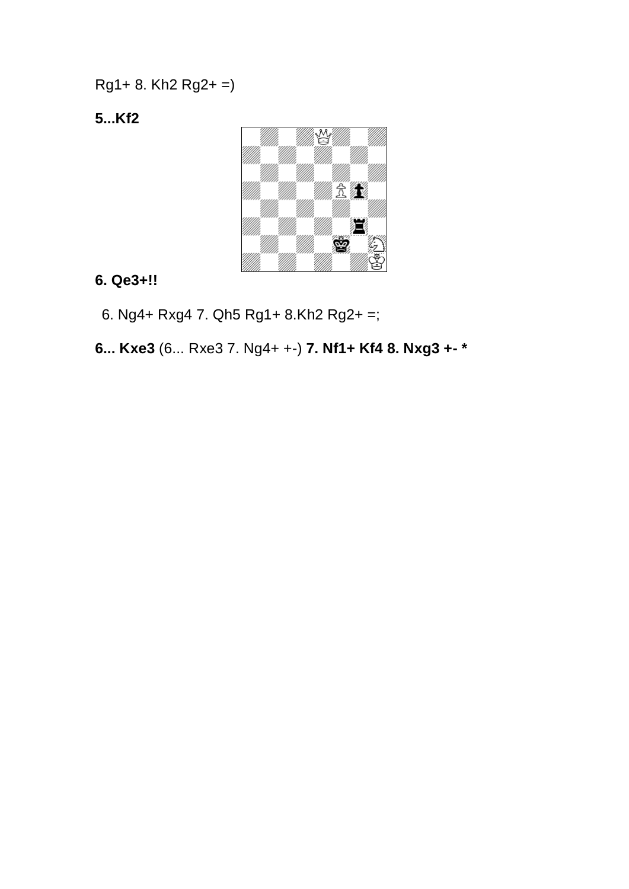Rg1+ 8. Kh2 Rg2+ =)

**5...Kf2**

**6. Qe3+!!**

6. Ng4+ Rxg4 7. Qh5 Rg1+ 8.Kh2 Rg2+ =;

**6... Kxe3** (6... Rxe3 7. Ng4+ +-) **7. Nf1+ Kf4 8. Nxg3 +- ***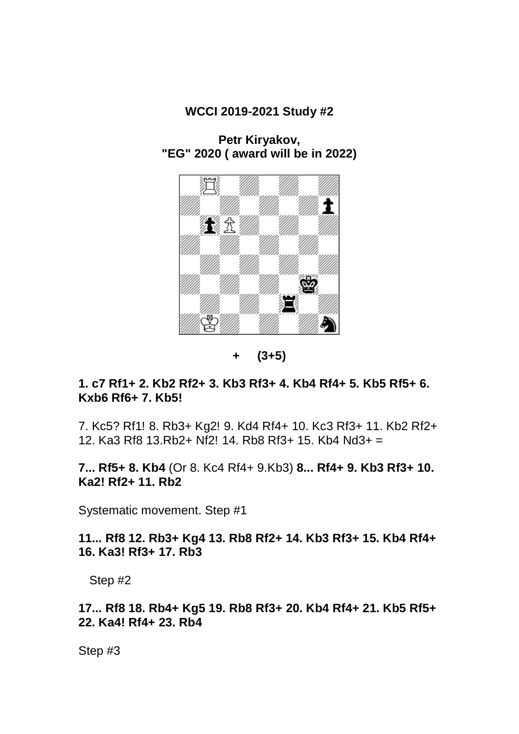**WCCI 2019-2021 Study #2**

**Petr Kiryakov,**
**"EG" 2020 ( award will be in 2022)**

**+ (3+5)**

**1. c7 Rf1+ 2. Kb2 Rf2+ 3. Kb3 Rf3+ 4. Kb4 Rf4+ 5. Kb5 Rf5+ 6. Kxb6 Rf6+ 7. Kb5!**

7. Kc5? Rf1! 8. Rb3+ Kg2! 9. Kd4 Rf4+ 10. Kc3 Rf3+ 11. Kb2 Rf2+ 12. Ka3 Rf8 13.Rb2+ Nf2! 14. Rb8 Rf3+ 15. Kb4 Nd3+ =

**7... Rf5+ 8. Kb4** (Or 8. Kc4 Rf4+ 9.Kb3) **8... Rf4+ 9. Kb3 Rf3+ 10. Ka2! Rf2+ 11. Rb2**

Systematic movement. Step #1

**11... Rf8 12. Rb3+ Kg4 13. Rb8 Rf2+ 14. Kb3 Rf3+ 15. Kb4 Rf4+ 16. Ka3! Rf3+ 17. Rb3**

Step #2

**17... Rf8 18. Rb4+ Kg5 19. Rb8 Rf3+ 20. Kb4 Rf4+ 21. Kb5 Rf5+ 22. Ka4! Rf4+ 23. Rb4**

Step #3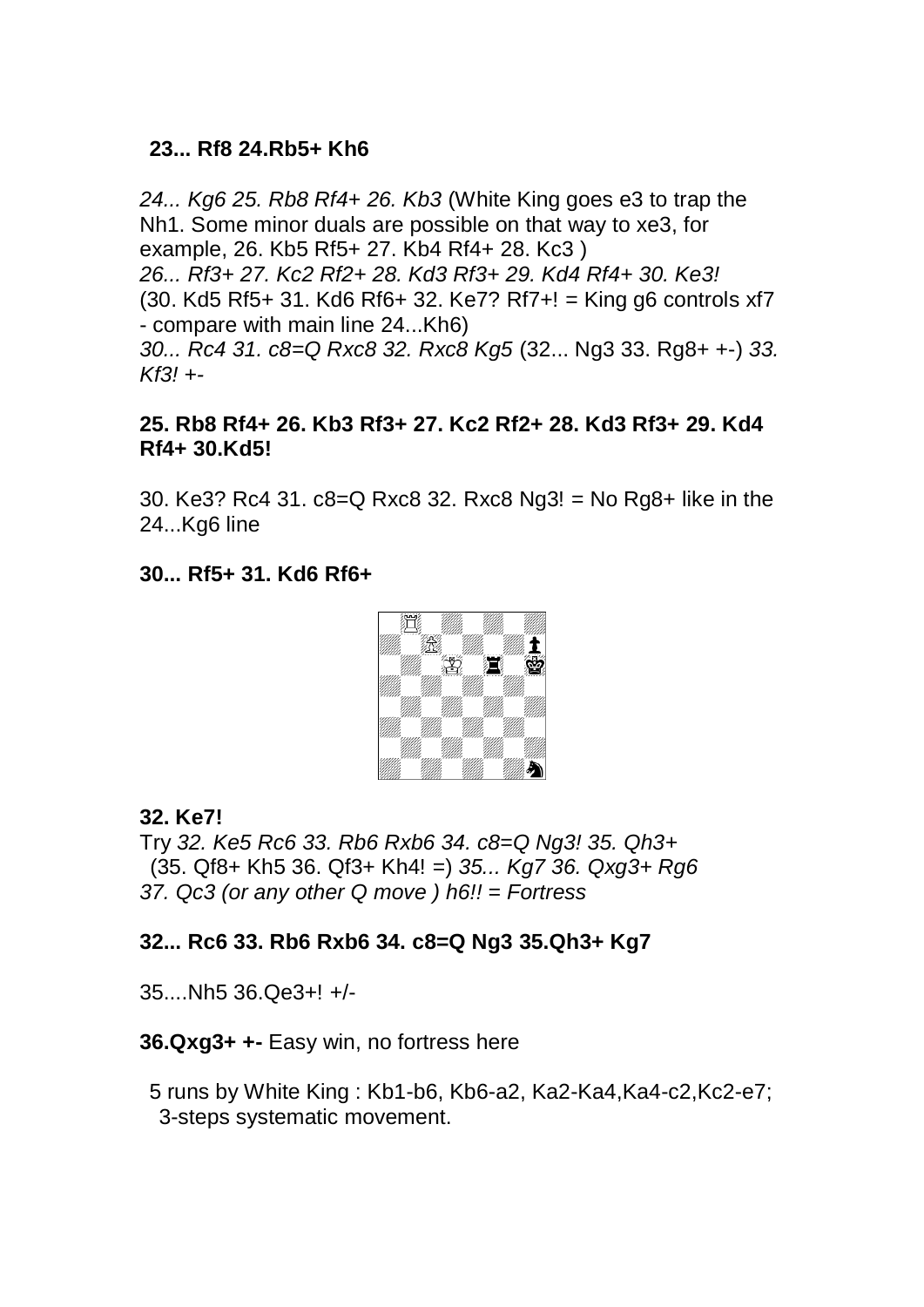**23... Rf8 24.Rb5+ Kh6**

*24... Kg6 25. Rb8 Rf4+ 26. Kb3* (White King goes e3 to trap the Nh1. Some minor duals are possible on that way to xe3, for example, 26. Kb5 Rf5+ 27. Kb4 Rf4+ 28. Kc3 )
*26... Rf3+ 27. Kc2 Rf2+ 28. Kd3 Rf3+ 29. Kd4 Rf4+ 30. Ke3!*
(30. Kd5 Rf5+ 31. Kd6 Rf6+ 32. Ke7? Rf7+! = King g6 controls xf7 - compare with main line 24...Kh6)
*30... Rc4 31. c8=Q Rxc8 32. Rxc8 Kg5* (32... Ng3 33. Rg8+ +-) *33. Kf3! +-*

**25. Rb8 Rf4+ 26. Kb3 Rf3+ 27. Kc2 Rf2+ 28. Kd3 Rf3+ 29. Kd4 Rf4+ 30.Kd5!**

30. Ke3? Rc4 31. c8=Q Rxc8 32. Rxc8 Ng3! = No Rg8+ like in the 24...Kg6 line

**30... Rf5+ 31. Kd6 Rf6+**

**32. Ke7!**

Try *32. Ke5 Rc6 33. Rb6 Rxb6 34. c8=Q Ng3! 35. Qh3+* (35. Qf8+ Kh5 36. Qf3+ Kh4! =) *35... Kg7 36. Qxg3+ Rg6 37. Qc3 (or any other Q move ) h6!! = Fortress*

**32... Rc6 33. Rb6 Rxb6 34. c8=Q Ng3 35.Qh3+ Kg7**

35....Nh5 36.Qe3+! +/-

**36.Qxg3+ +-** Easy win, no fortress here

5 runs by White King : Kb1-b6, Kb6-a2, Ka2-Ka4,Ka4-c2,Kc2-e7; 3-steps systematic movement.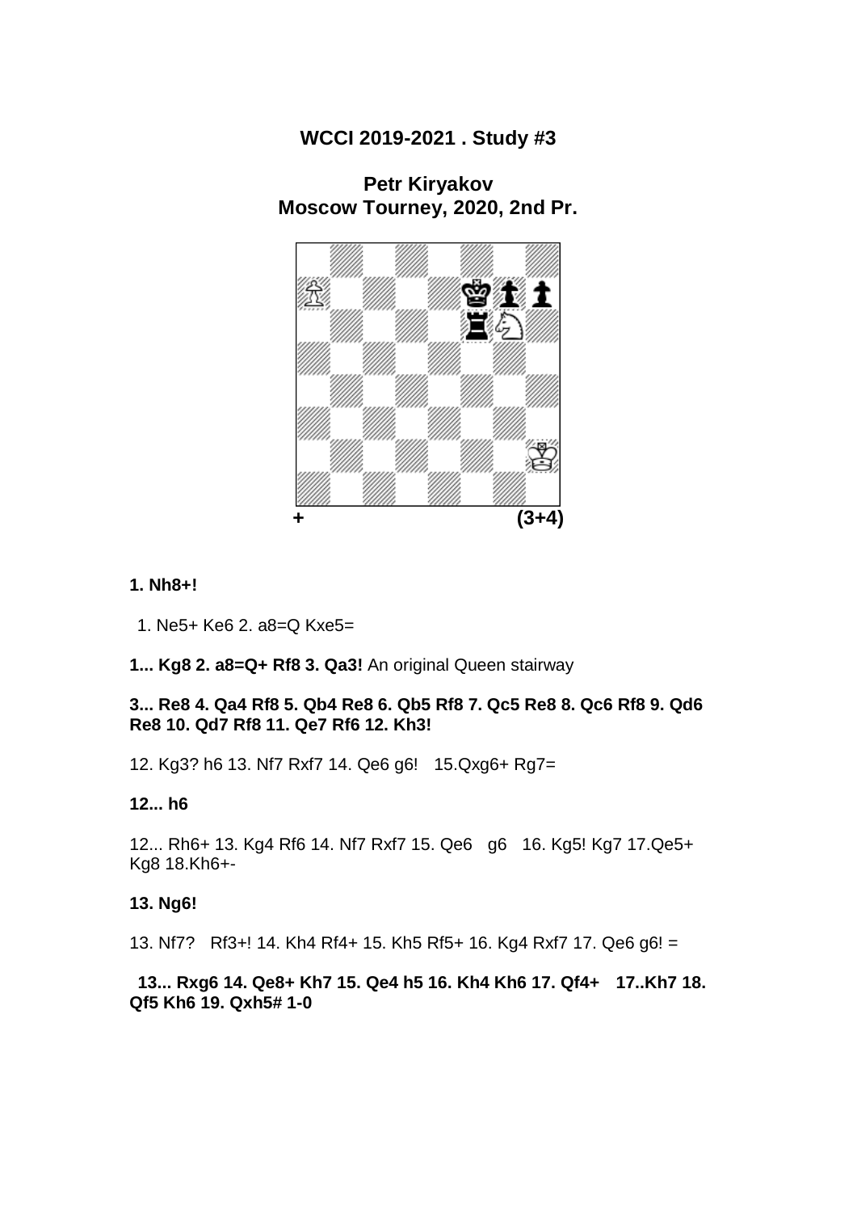**WCCI 2019-2021 . Study #3**

**Petr Kiryakov**
**Moscow Tourney, 2020, 2nd Pr.**

\+ (3+4)

**1. Nh8+!**

1. Ne5+ Ke6 2. a8=Q Kxe5=

**1... Kg8 2. a8=Q+ Rf8 3. Qa3!** An original Queen stairway

**3... Re8 4. Qa4 Rf8 5. Qb4 Re8 6. Qb5 Rf8 7. Qc5 Re8 8. Qc6 Rf8 9. Qd6 Re8 10. Qd7 Rf8 11. Qe7 Rf6 12. Kh3!**

12. Kg3? h6 13. Nf7 Rxf7 14. Qe6 g6! 15.Qxg6+ Rg7=

**12... h6**

12... Rh6+ 13. Kg4 Rf6 14. Nf7 Rxf7 15. Qe6 g6 16. Kg5! Kg7 17.Qe5+ Kg8 18.Kh6+-

**13. Ng6!**

13. Nf7? Rf3+! 14. Kh4 Rf4+ 15. Kh5 Rf5+ 16. Kg4 Rxf7 17. Qe6 g6! =

**13... Rxg6 14. Qe8+ Kh7 15. Qe4 h5 16. Kh4 Kh6 17. Qf4+ 17..Kh7 18. Qf5 Kh6 19. Qxh5# 1-0**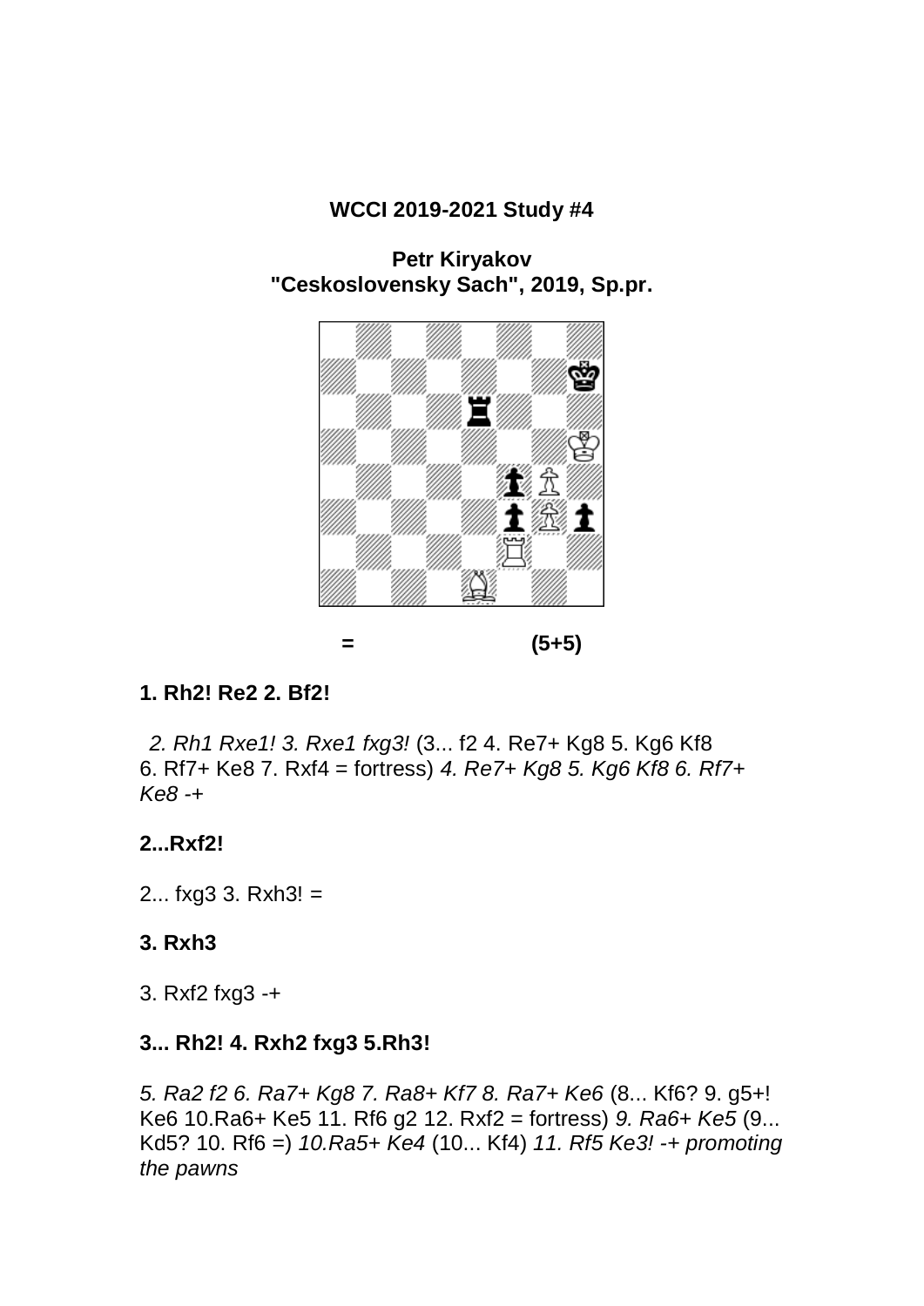**WCCI 2019-2021 Study #4**

**Petr Kiryakov**
**"Ceskoslovensky Sach", 2019, Sp.pr.**

**=** **(5+5)**

**1. Rh2! Re2 2. Bf2!**

*2. Rh1 Rxe1! 3. Rxe1 fxg3!* (3... f2 4. Re7+ Kg8 5. Kg6 Kf8 6. Rf7+ Ke8 7. Rxf4 = fortress) *4. Re7+ Kg8 5. Kg6 Kf8 6. Rf7+ Ke8 -+*

**2...Rxf2!**

2... fxg3 3. Rxh3! =

**3. Rxh3**

3. Rxf2 fxg3 -+

**3... Rh2! 4. Rxh2 fxg3 5.Rh3!**

*5. Ra2 f2 6. Ra7+ Kg8 7. Ra8+ Kf7 8. Ra7+ Ke6* (8... Kf6? 9. g5+! Ke6 10.Ra6+ Ke5 11. Rf6 g2 12. Rxf2 = fortress) *9. Ra6+ Ke5* (9... Kd5? 10. Rf6 =) *10.Ra5+ Ke4* (10... Kf4) *11. Rf5 Ke3! -+ promoting the pawns*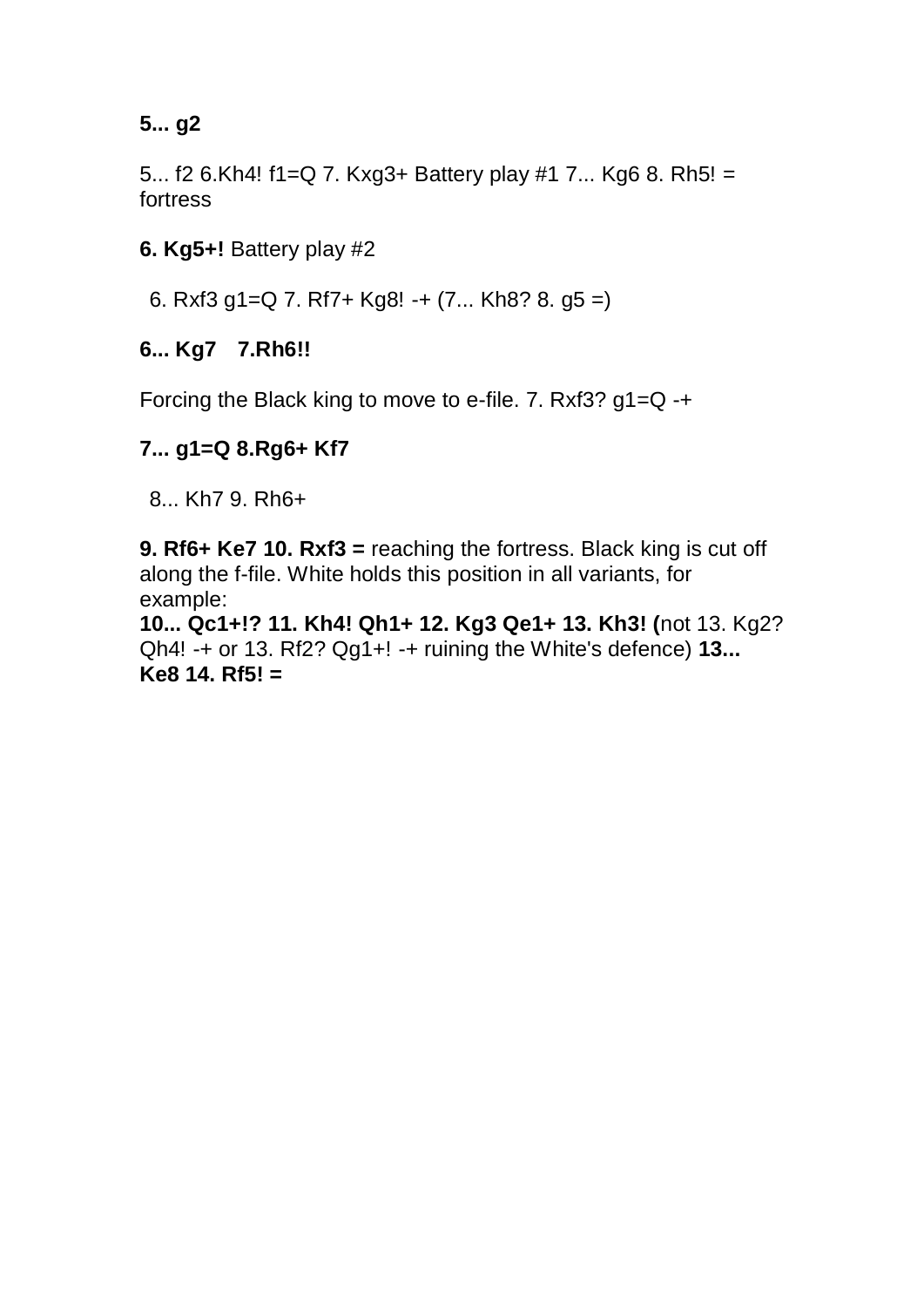**5... g2**

5... f2 6.Kh4! f1=Q 7. Kxg3+ Battery play #1 7... Kg6 8. Rh5! = fortress

**6. Kg5+!** Battery play #2

6. Rxf3 g1=Q 7. Rf7+ Kg8! -+ (7... Kh8? 8. g5 =)

**6... Kg7 7.Rh6!!**

Forcing the Black king to move to e-file. 7. Rxf3? g1=Q -+

**7... g1=Q 8.Rg6+ Kf7**

8... Kh7 9. Rh6+

**9. Rf6+ Ke7 10. Rxf3 =** reaching the fortress. Black king is cut off along the f-file. White holds this position in all variants, for example:
**10... Qc1+!? 11. Kh4! Qh1+ 12. Kg3 Qe1+ 13. Kh3! (**not 13. Kg2? Qh4! -+ or 13. Rf2? Qg1+! -+ ruining the White's defence) **13... Ke8 14. Rf5! =**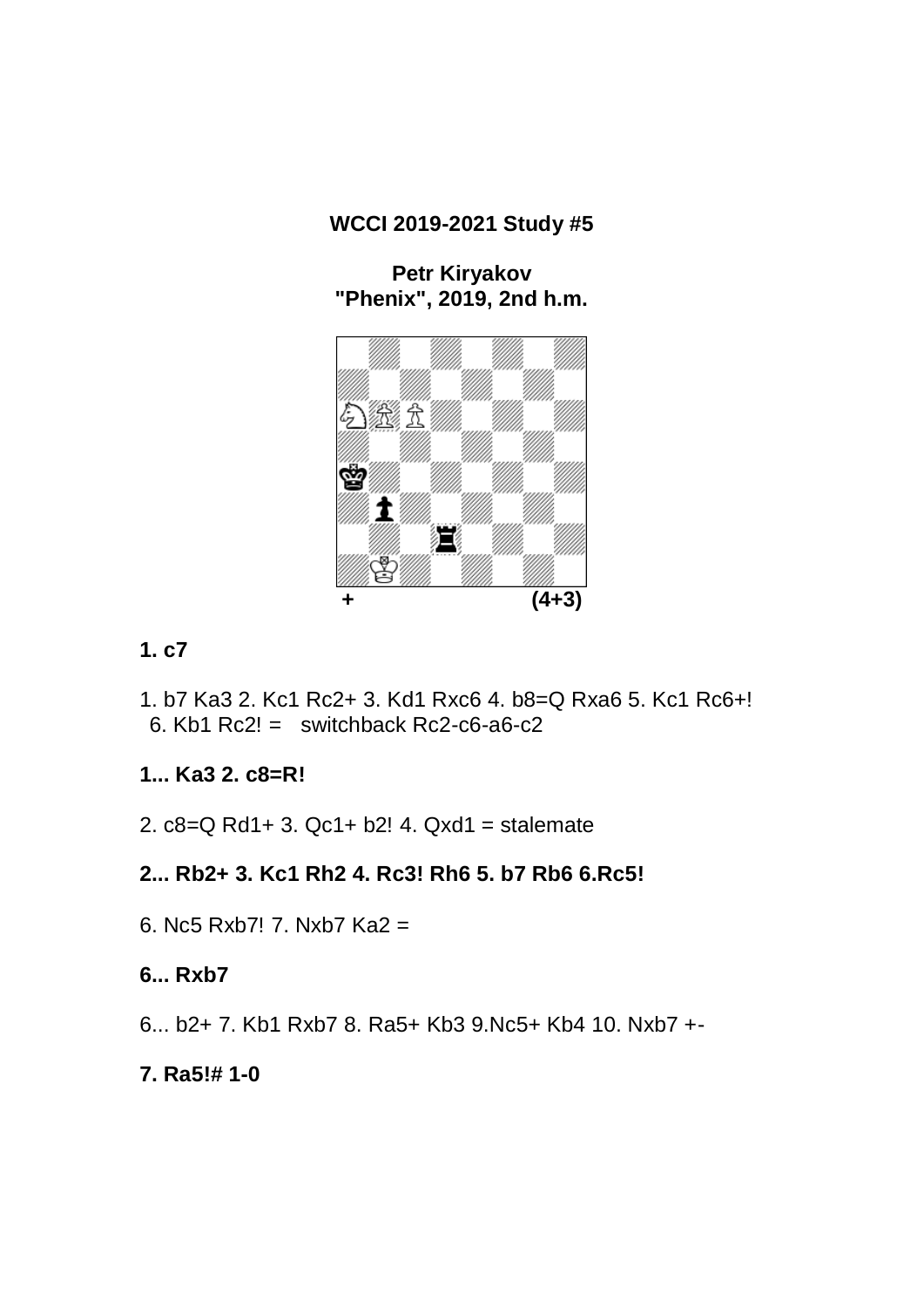**WCCI 2019-2021 Study #5**

**Petr Kiryakov**
**"Phenix", 2019, 2nd h.m.**

\+ (4+3)

**1. c7**

1. b7 Ka3 2. Kc1 Rc2+ 3. Kd1 Rxc6 4. b8=Q Rxa6 5. Kc1 Rc6+! 6. Kb1 Rc2! = switchback Rc2-c6-a6-c2

**1... Ka3 2. c8=R!**

2. c8=Q Rd1+ 3. Qc1+ b2! 4. Qxd1 = stalemate

**2... Rb2+ 3. Kc1 Rh2 4. Rc3! Rh6 5. b7 Rb6 6.Rc5!**

6. Nc5 Rxb7! 7. Nxb7 Ka2 =

**6... Rxb7**

6... b2+ 7. Kb1 Rxb7 8. Ra5+ Kb3 9.Nc5+ Kb4 10. Nxb7 +-

**7. Ra5!# 1-0**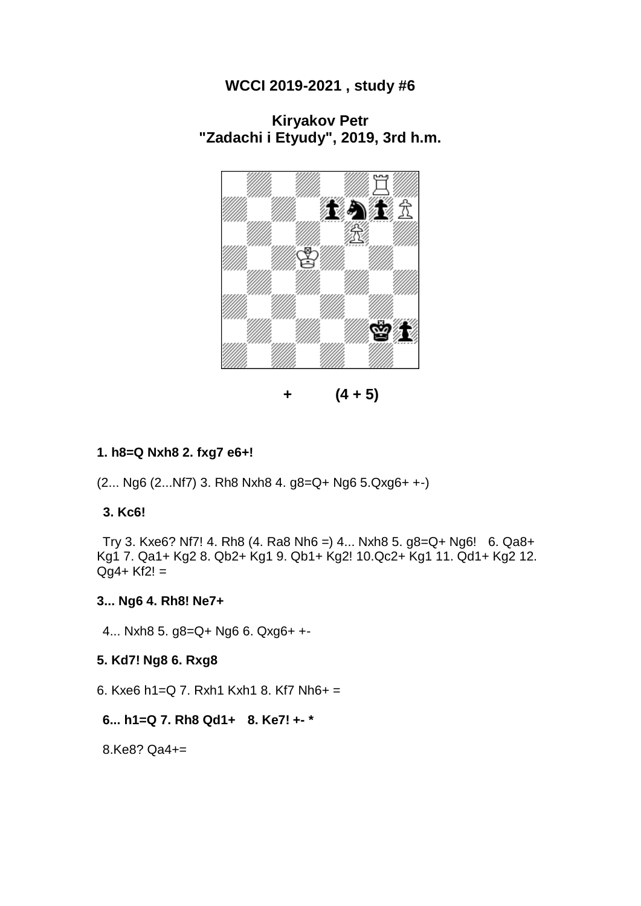**WCCI 2019-2021 , study #6**

**Kiryakov Petr**
**"Zadachi i Etyudy", 2019, 3rd h.m.**

**+ (4 + 5)**

**1. h8=Q Nxh8 2. fxg7 e6+!**

(2... Ng6 (2...Nf7) 3. Rh8 Nxh8 4. g8=Q+ Ng6 5.Qxg6+ +-)

**3. Kc6!**

Try 3. Kxe6? Nf7! 4. Rh8 (4. Ra8 Nh6 =) 4... Nxh8 5. g8=Q+ Ng6! 6. Qa8+ Kg1 7. Qa1+ Kg2 8. Qb2+ Kg1 9. Qb1+ Kg2! 10.Qc2+ Kg1 11. Qd1+ Kg2 12. Qg4+ Kf2! =

**3... Ng6 4. Rh8! Ne7+**

4... Nxh8 5. g8=Q+ Ng6 6. Qxg6+ +-

**5. Kd7! Ng8 6. Rxg8**

6. Kxe6 h1=Q 7. Rxh1 Kxh1 8. Kf7 Nh6+ =

**6... h1=Q 7. Rh8 Qd1+ 8. Ke7! +- ***

8.Ke8? Qa4+=